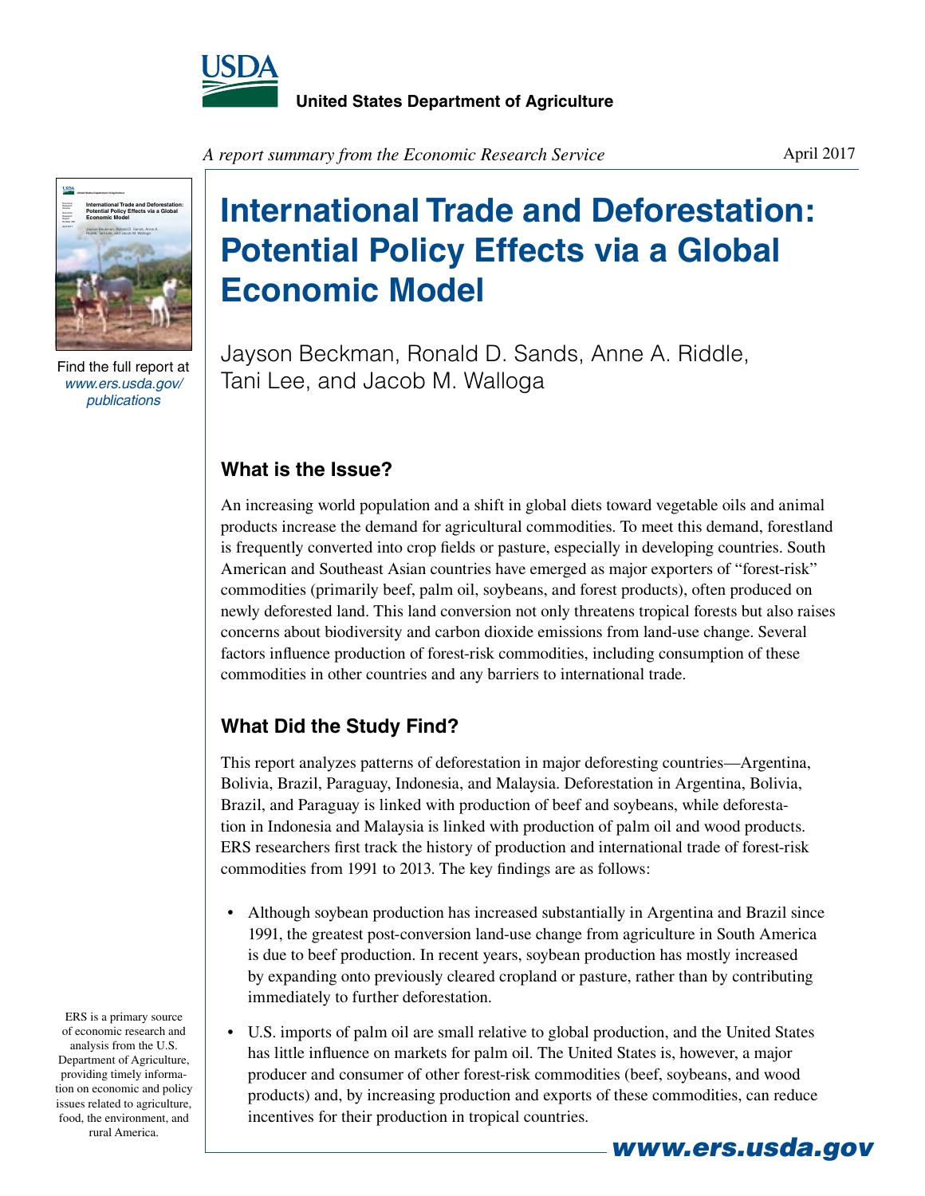United States Department of Agriculture

*A report summary from the Economic Research Service*

April 2017

# International Trade and Deforestation: Potential Policy Effects via a Global Economic Model

Jayson Beckman, Ronald D. Sands, Anne A. Riddle, Tani Lee, and Jacob M. Walloga

Find the full report at *www.ers.usda.gov/publications*

## What is the Issue?

An increasing world population and a shift in global diets toward vegetable oils and animal products increase the demand for agricultural commodities. To meet this demand, forestland is frequently converted into crop fields or pasture, especially in developing countries. South American and Southeast Asian countries have emerged as major exporters of "forest-risk" commodities (primarily beef, palm oil, soybeans, and forest products), often produced on newly deforested land. This land conversion not only threatens tropical forests but also raises concerns about biodiversity and carbon dioxide emissions from land-use change. Several factors influence production of forest-risk commodities, including consumption of these commodities in other countries and any barriers to international trade.

## What Did the Study Find?

This report analyzes patterns of deforestation in major deforesting countries—Argentina, Bolivia, Brazil, Paraguay, Indonesia, and Malaysia. Deforestation in Argentina, Bolivia, Brazil, and Paraguay is linked with production of beef and soybeans, while deforestation in Indonesia and Malaysia is linked with production of palm oil and wood products. ERS researchers first track the history of production and international trade of forest-risk commodities from 1991 to 2013. The key findings are as follows:

- Although soybean production has increased substantially in Argentina and Brazil since 1991, the greatest post-conversion land-use change from agriculture in South America is due to beef production. In recent years, soybean production has mostly increased by expanding onto previously cleared cropland or pasture, rather than by contributing immediately to further deforestation.
- U.S. imports of palm oil are small relative to global production, and the United States has little influence on markets for palm oil. The United States is, however, a major producer and consumer of other forest-risk commodities (beef, soybeans, and wood products) and, by increasing production and exports of these commodities, can reduce incentives for their production in tropical countries.

ERS is a primary source of economic research and analysis from the U.S. Department of Agriculture, providing timely information on economic and policy issues related to agriculture, food, the environment, and rural America.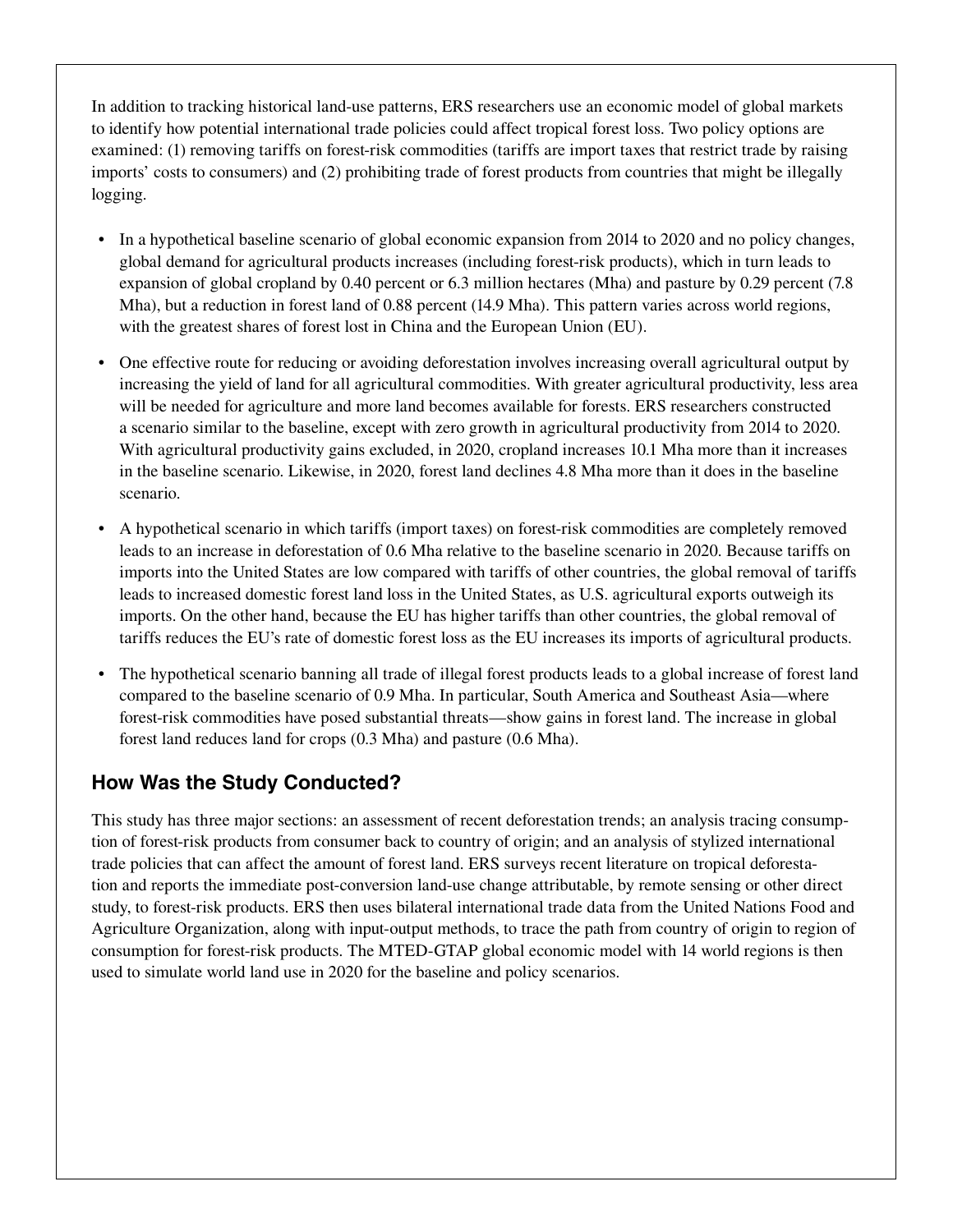In addition to tracking historical land-use patterns, ERS researchers use an economic model of global markets to identify how potential international trade policies could affect tropical forest loss. Two policy options are examined: (1) removing tariffs on forest-risk commodities (tariffs are import taxes that restrict trade by raising imports' costs to consumers) and (2) prohibiting trade of forest products from countries that might be illegally logging.

- In a hypothetical baseline scenario of global economic expansion from 2014 to 2020 and no policy changes, global demand for agricultural products increases (including forest-risk products), which in turn leads to expansion of global cropland by 0.40 percent or 6.3 million hectares (Mha) and pasture by 0.29 percent (7.8 Mha), but a reduction in forest land of 0.88 percent (14.9 Mha). This pattern varies across world regions, with the greatest shares of forest lost in China and the European Union (EU).
- One effective route for reducing or avoiding deforestation involves increasing overall agricultural output by increasing the yield of land for all agricultural commodities. With greater agricultural productivity, less area will be needed for agriculture and more land becomes available for forests. ERS researchers constructed a scenario similar to the baseline, except with zero growth in agricultural productivity from 2014 to 2020. With agricultural productivity gains excluded, in 2020, cropland increases 10.1 Mha more than it increases in the baseline scenario. Likewise, in 2020, forest land declines 4.8 Mha more than it does in the baseline scenario.
- A hypothetical scenario in which tariffs (import taxes) on forest-risk commodities are completely removed leads to an increase in deforestation of 0.6 Mha relative to the baseline scenario in 2020. Because tariffs on imports into the United States are low compared with tariffs of other countries, the global removal of tariffs leads to increased domestic forest land loss in the United States, as U.S. agricultural exports outweigh its imports. On the other hand, because the EU has higher tariffs than other countries, the global removal of tariffs reduces the EU's rate of domestic forest loss as the EU increases its imports of agricultural products.
- The hypothetical scenario banning all trade of illegal forest products leads to a global increase of forest land compared to the baseline scenario of 0.9 Mha. In particular, South America and Southeast Asia—where forest-risk commodities have posed substantial threats—show gains in forest land. The increase in global forest land reduces land for crops (0.3 Mha) and pasture (0.6 Mha).

## How Was the Study Conducted?

This study has three major sections: an assessment of recent deforestation trends; an analysis tracing consumption of forest-risk products from consumer back to country of origin; and an analysis of stylized international trade policies that can affect the amount of forest land. ERS surveys recent literature on tropical deforestation and reports the immediate post-conversion land-use change attributable, by remote sensing or other direct study, to forest-risk products. ERS then uses bilateral international trade data from the United Nations Food and Agriculture Organization, along with input-output methods, to trace the path from country of origin to region of consumption for forest-risk products. The MTED-GTAP global economic model with 14 world regions is then used to simulate world land use in 2020 for the baseline and policy scenarios.